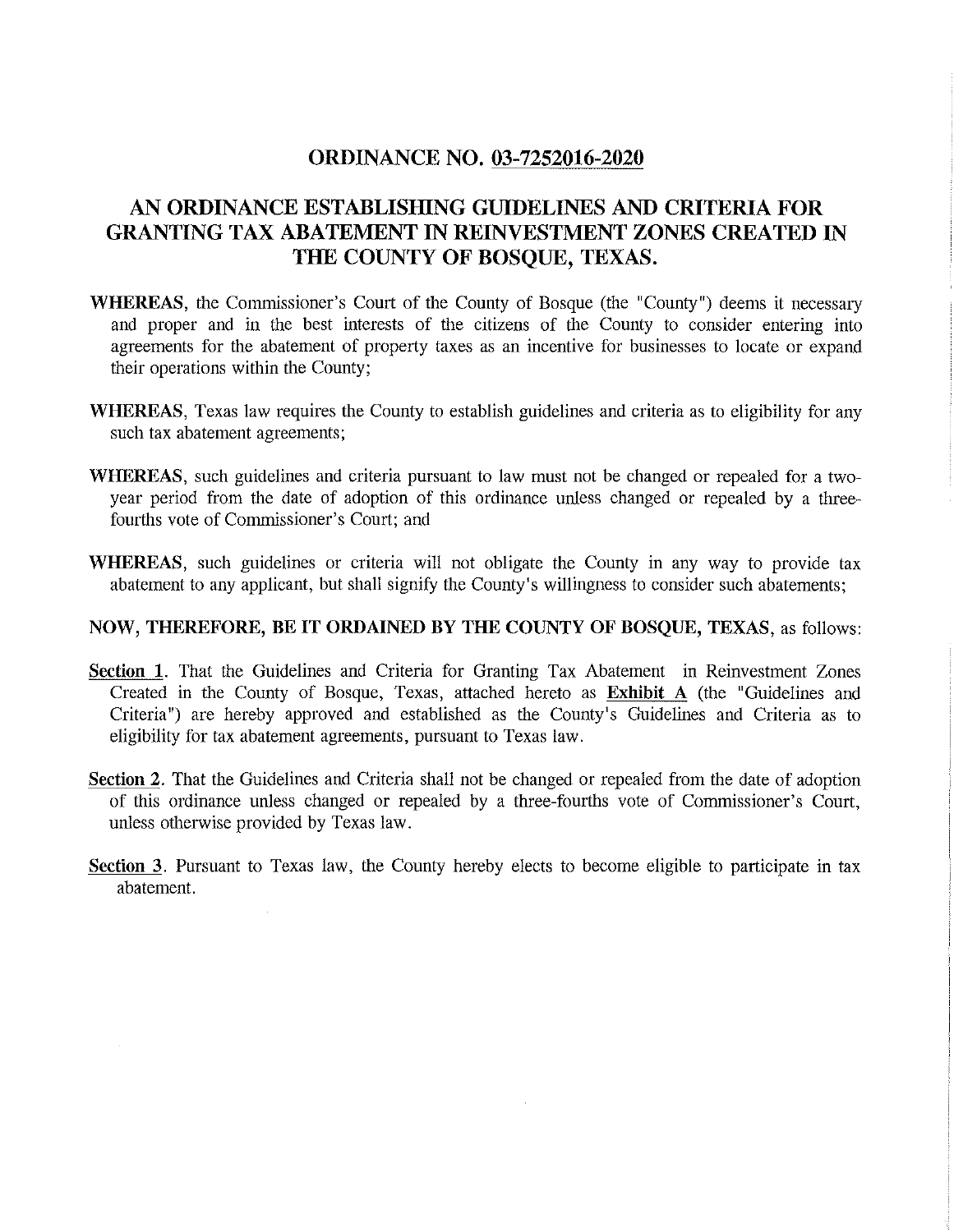# ORDINANCE NO. 03-7252016-2020

## AN ORDINANCE ESTABLISHING GUIDELINES AND CRITERIA FOR GRANTING TAX ABATEMENT IN REINVESTMENT ZONES CREATED IN THE COUNTY OF BOSQUE, TEXAS.

**WHEREAS**, the Commissioner's Court of the County of Bosque (the "County") deems it necessary and proper and in the best interests of the citizens of the County to consider entering into agreements for the abatement of property taxes as an incentive for businesses to locate or expand their operations within the County;

**WHEREAS**, Texas law requires the County to establish guidelines and criteria as to eligibility for any such tax abatement agreements;

**WHEREAS**, such guidelines and criteria pursuant to law must not be changed or repealed for a two-year period from the date of adoption of this ordinance unless changed or repealed by a three-fourths vote of Commissioner's Court; and

**WHEREAS**, such guidelines or criteria will not obligate the County in any way to provide tax abatement to any applicant, but shall signify the County's willingness to consider such abatements;

**NOW, THEREFORE, BE IT ORDAINED BY THE COUNTY OF BOSQUE, TEXAS**, as follows:

**Section 1**. That the Guidelines and Criteria for Granting Tax Abatement in Reinvestment Zones Created in the County of Bosque, Texas, attached hereto as **Exhibit A** (the "Guidelines and Criteria") are hereby approved and established as the County's Guidelines and Criteria as to eligibility for tax abatement agreements, pursuant to Texas law.

**Section 2**. That the Guidelines and Criteria shall not be changed or repealed from the date of adoption of this ordinance unless changed or repealed by a three-fourths vote of Commissioner's Court, unless otherwise provided by Texas law.

**Section 3**. Pursuant to Texas law, the County hereby elects to become eligible to participate in tax abatement.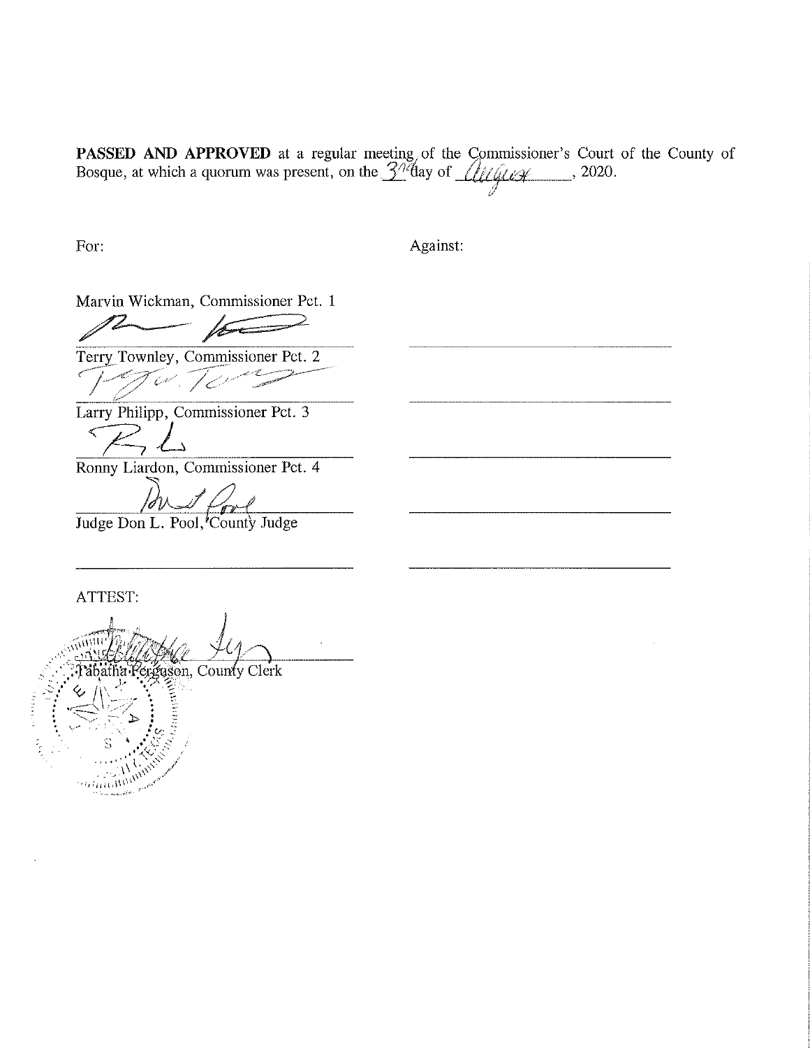**PASSED AND APPROVED** at a regular meeting of the Commissioner's Court of the County of Bosque, at which a quorum was present, on the 3rd day of August, 2020.

| For: | Against: |
|---|---|
| Marvin Wickman, Commissioner Pct. 1 | |
| Terry Townley, Commissioner Pct. 2 | |
| Larry Philipp, Commissioner Pct. 3 | |
| Ronny Liardon, Commissioner Pct. 4 | |
| Judge Don L. Pool, County Judge | |

ATTEST:

Tabatha Ferguson, County Clerk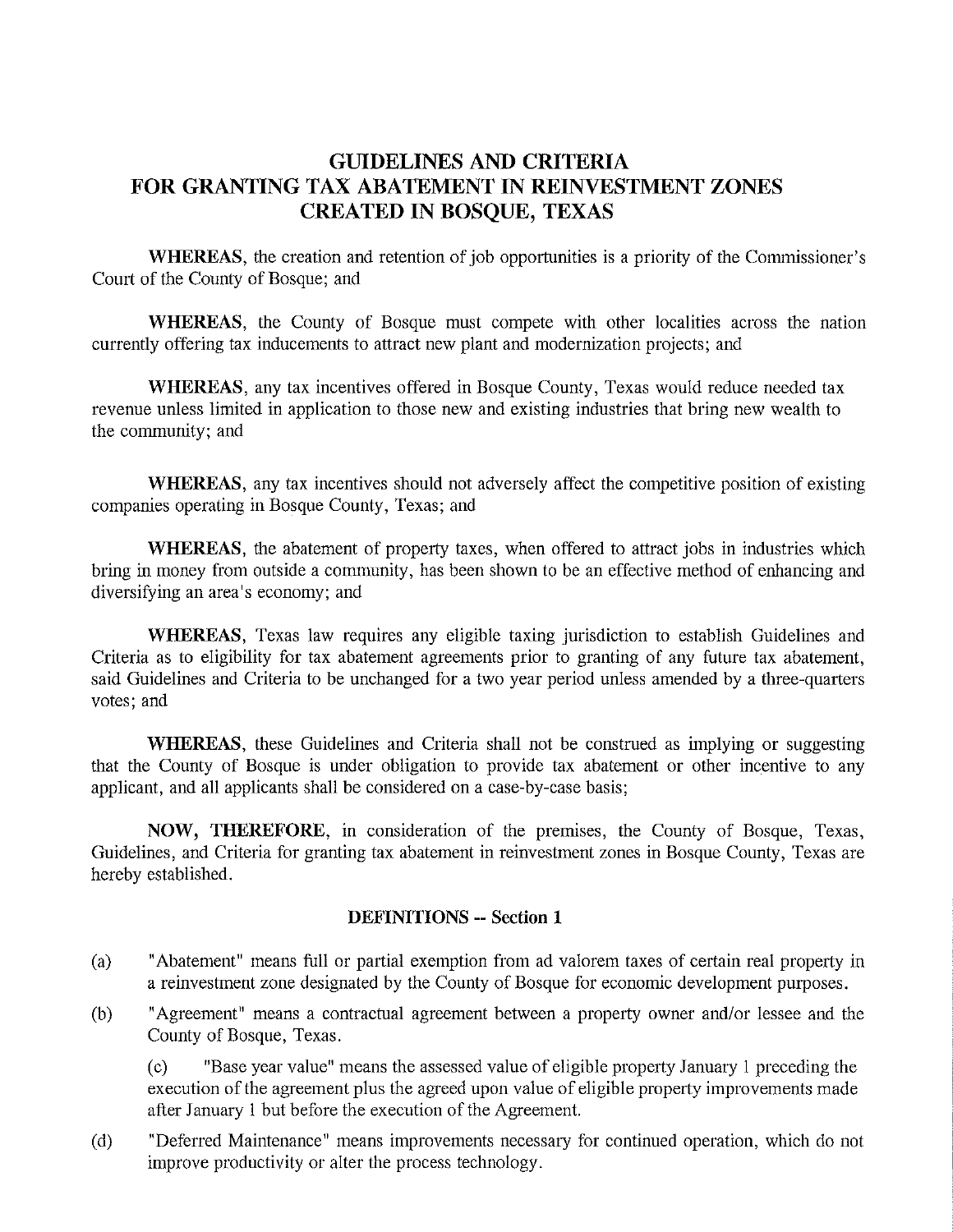# GUIDELINES AND CRITERIA FOR GRANTING TAX ABATEMENT IN REINVESTMENT ZONES CREATED IN BOSQUE, TEXAS

**WHEREAS**, the creation and retention of job opportunities is a priority of the Commissioner's Court of the County of Bosque; and

**WHEREAS**, the County of Bosque must compete with other localities across the nation currently offering tax inducements to attract new plant and modernization projects; and

**WHEREAS**, any tax incentives offered in Bosque County, Texas would reduce needed tax revenue unless limited in application to those new and existing industries that bring new wealth to the community; and

**WHEREAS**, any tax incentives should not adversely affect the competitive position of existing companies operating in Bosque County, Texas; and

**WHEREAS**, the abatement of property taxes, when offered to attract jobs in industries which bring in money from outside a community, has been shown to be an effective method of enhancing and diversifying an area's economy; and

**WHEREAS**, Texas law requires any eligible taxing jurisdiction to establish Guidelines and Criteria as to eligibility for tax abatement agreements prior to granting of any future tax abatement, said Guidelines and Criteria to be unchanged for a two year period unless amended by a three-quarters votes; and

**WHEREAS**, these Guidelines and Criteria shall not be construed as implying or suggesting that the County of Bosque is under obligation to provide tax abatement or other incentive to any applicant, and all applicants shall be considered on a case-by-case basis;

**NOW, THEREFORE**, in consideration of the premises, the County of Bosque, Texas, Guidelines, and Criteria for granting tax abatement in reinvestment zones in Bosque County, Texas are hereby established.

## DEFINITIONS -- Section 1

(a) "Abatement" means full or partial exemption from ad valorem taxes of certain real property in a reinvestment zone designated by the County of Bosque for economic development purposes.

(b) "Agreement" means a contractual agreement between a property owner and/or lessee and the County of Bosque, Texas.

(c) "Base year value" means the assessed value of eligible property January 1 preceding the execution of the agreement plus the agreed upon value of eligible property improvements made after January 1 but before the execution of the Agreement.

(d) "Deferred Maintenance" means improvements necessary for continued operation, which do not improve productivity or alter the process technology.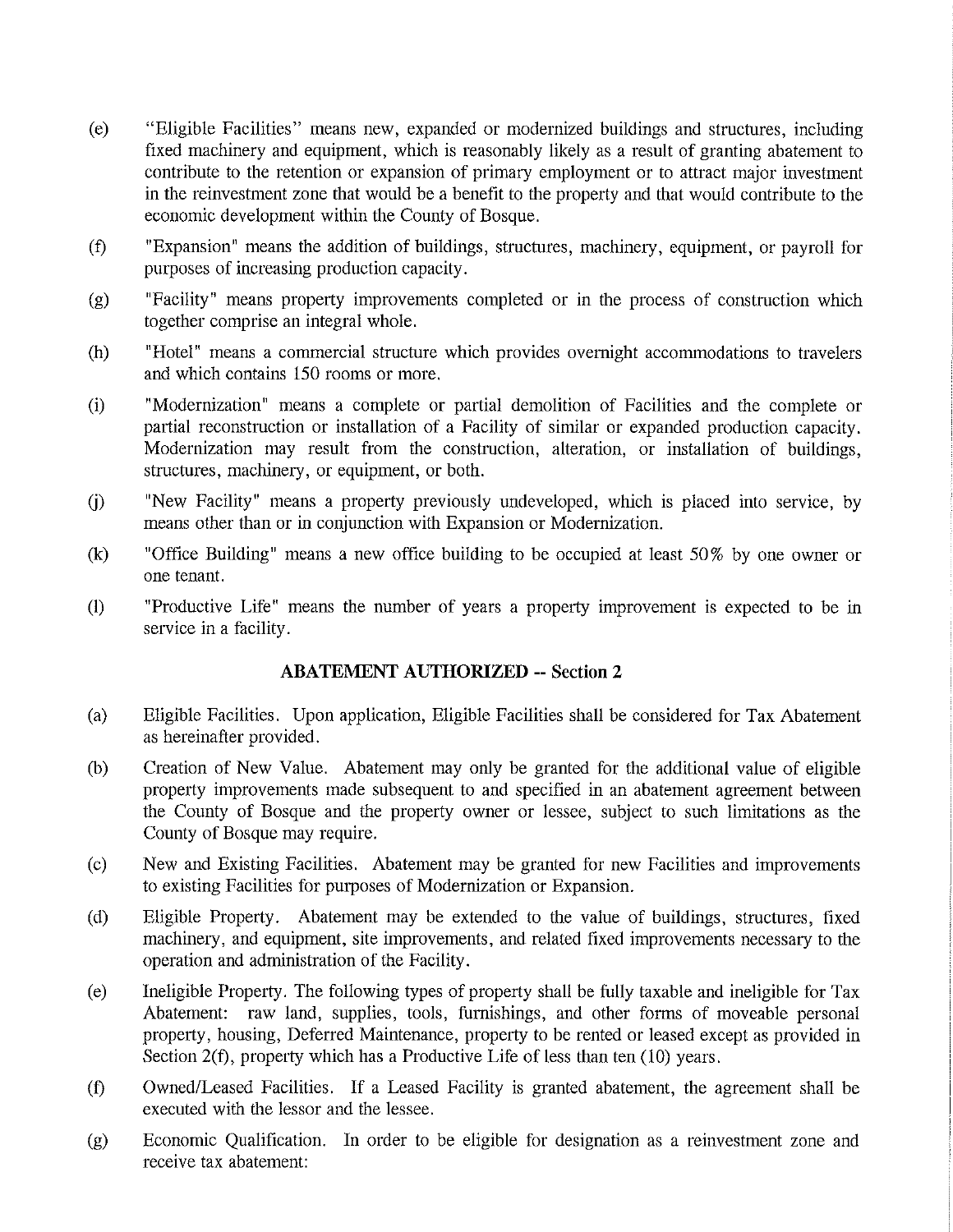(e) "Eligible Facilities" means new, expanded or modernized buildings and structures, including fixed machinery and equipment, which is reasonably likely as a result of granting abatement to contribute to the retention or expansion of primary employment or to attract major investment in the reinvestment zone that would be a benefit to the property and that would contribute to the economic development within the County of Bosque.

(f) "Expansion" means the addition of buildings, structures, machinery, equipment, or payroll for purposes of increasing production capacity.

(g) "Facility" means property improvements completed or in the process of construction which together comprise an integral whole.

(h) "Hotel" means a commercial structure which provides overnight accommodations to travelers and which contains 150 rooms or more.

(i) "Modernization" means a complete or partial demolition of Facilities and the complete or partial reconstruction or installation of a Facility of similar or expanded production capacity. Modernization may result from the construction, alteration, or installation of buildings, structures, machinery, or equipment, or both.

(j) "New Facility" means a property previously undeveloped, which is placed into service, by means other than or in conjunction with Expansion or Modernization.

(k) "Office Building" means a new office building to be occupied at least 50% by one owner or one tenant.

(l) "Productive Life" means the number of years a property improvement is expected to be in service in a facility.

## ABATEMENT AUTHORIZED -- Section 2

(a) Eligible Facilities. Upon application, Eligible Facilities shall be considered for Tax Abatement as hereinafter provided.

(b) Creation of New Value. Abatement may only be granted for the additional value of eligible property improvements made subsequent to and specified in an abatement agreement between the County of Bosque and the property owner or lessee, subject to such limitations as the County of Bosque may require.

(c) New and Existing Facilities. Abatement may be granted for new Facilities and improvements to existing Facilities for purposes of Modernization or Expansion.

(d) Eligible Property. Abatement may be extended to the value of buildings, structures, fixed machinery, and equipment, site improvements, and related fixed improvements necessary to the operation and administration of the Facility.

(e) Ineligible Property. The following types of property shall be fully taxable and ineligible for Tax Abatement: raw land, supplies, tools, furnishings, and other forms of moveable personal property, housing, Deferred Maintenance, property to be rented or leased except as provided in Section 2(f), property which has a Productive Life of less than ten (10) years.

(f) Owned/Leased Facilities. If a Leased Facility is granted abatement, the agreement shall be executed with the lessor and the lessee.

(g) Economic Qualification. In order to be eligible for designation as a reinvestment zone and receive tax abatement: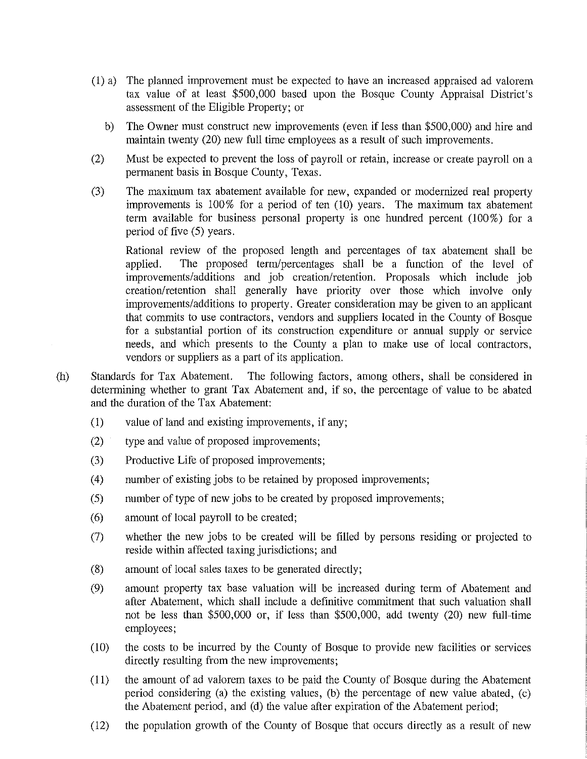(1) a) The planned improvement must be expected to have an increased appraised ad valorem tax value of at least $500,000 based upon the Bosque County Appraisal District's assessment of the Eligible Property; or

b) The Owner must construct new improvements (even if less than $500,000) and hire and maintain twenty (20) new full time employees as a result of such improvements.

(2) Must be expected to prevent the loss of payroll or retain, increase or create payroll on a permanent basis in Bosque County, Texas.

(3) The maximum tax abatement available for new, expanded or modernized real property improvements is 100% for a period of ten (10) years. The maximum tax abatement term available for business personal property is one hundred percent (100%) for a period of five (5) years.

Rational review of the proposed length and percentages of tax abatement shall be applied. The proposed term/percentages shall be a function of the level of improvements/additions and job creation/retention. Proposals which include job creation/retention shall generally have priority over those which involve only improvements/additions to property. Greater consideration may be given to an applicant that commits to use contractors, vendors and suppliers located in the County of Bosque for a substantial portion of its construction expenditure or annual supply or service needs, and which presents to the County a plan to make use of local contractors, vendors or suppliers as a part of its application.

(h) Standards for Tax Abatement. The following factors, among others, shall be considered in determining whether to grant Tax Abatement and, if so, the percentage of value to be abated and the duration of the Tax Abatement:

(1) value of land and existing improvements, if any;

(2) type and value of proposed improvements;

(3) Productive Life of proposed improvements;

(4) number of existing jobs to be retained by proposed improvements;

(5) number of type of new jobs to be created by proposed improvements;

(6) amount of local payroll to be created;

(7) whether the new jobs to be created will be filled by persons residing or projected to reside within affected taxing jurisdictions; and

(8) amount of local sales taxes to be generated directly;

(9) amount property tax base valuation will be increased during term of Abatement and after Abatement, which shall include a definitive commitment that such valuation shall not be less than $500,000 or, if less than $500,000, add twenty (20) new full-time employees;

(10) the costs to be incurred by the County of Bosque to provide new facilities or services directly resulting from the new improvements;

(11) the amount of ad valorem taxes to be paid the County of Bosque during the Abatement period considering (a) the existing values, (b) the percentage of new value abated, (c) the Abatement period, and (d) the value after expiration of the Abatement period;

(12) the population growth of the County of Bosque that occurs directly as a result of new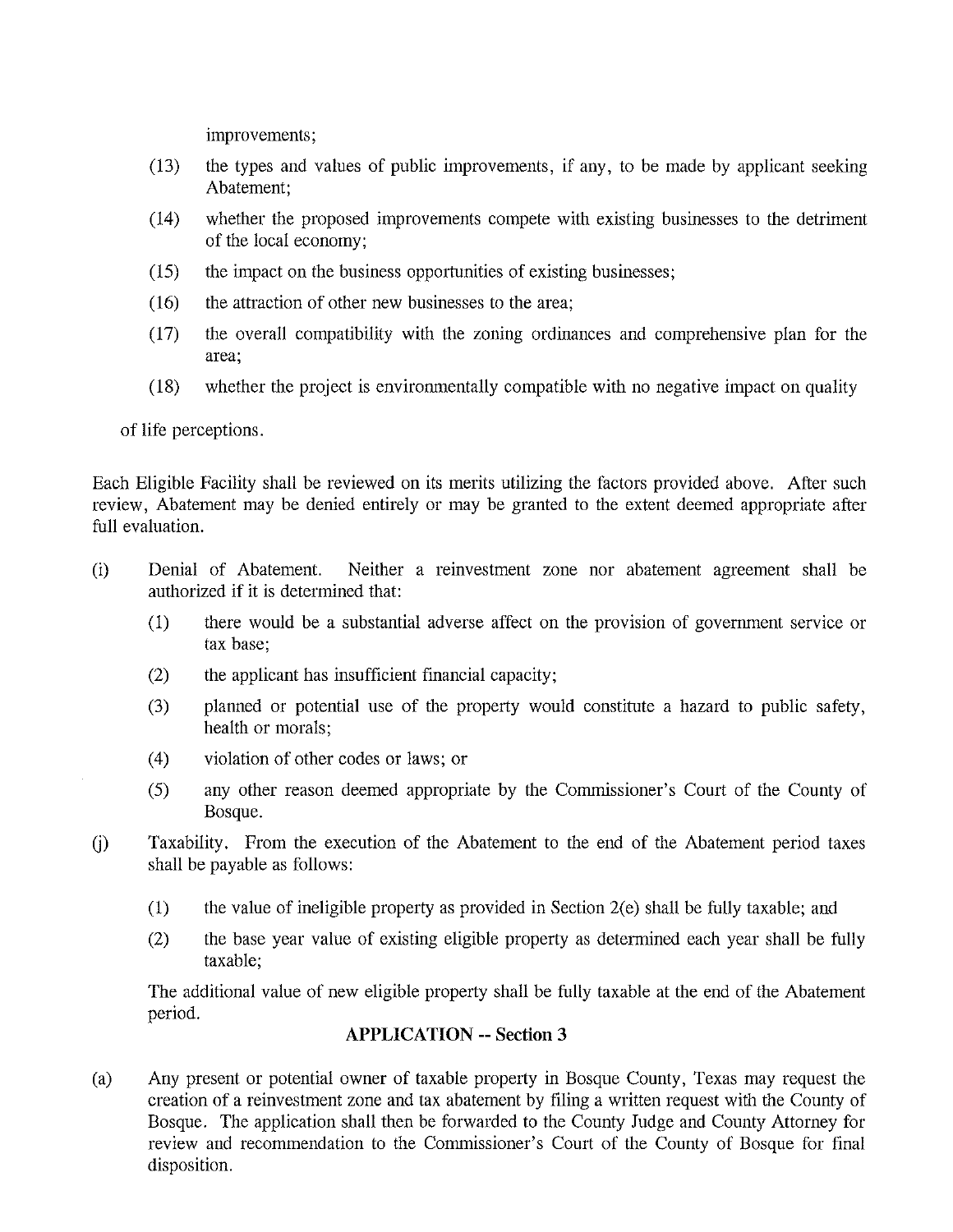improvements;

(13) the types and values of public improvements, if any, to be made by applicant seeking Abatement;

(14) whether the proposed improvements compete with existing businesses to the detriment of the local economy;

(15) the impact on the business opportunities of existing businesses;

(16) the attraction of other new businesses to the area;

(17) the overall compatibility with the zoning ordinances and comprehensive plan for the area;

(18) whether the project is environmentally compatible with no negative impact on quality of life perceptions.

Each Eligible Facility shall be reviewed on its merits utilizing the factors provided above. After such review, Abatement may be denied entirely or may be granted to the extent deemed appropriate after full evaluation.

(i) Denial of Abatement. Neither a reinvestment zone nor abatement agreement shall be authorized if it is determined that:

(1) there would be a substantial adverse affect on the provision of government service or tax base;

(2) the applicant has insufficient financial capacity;

(3) planned or potential use of the property would constitute a hazard to public safety, health or morals;

(4) violation of other codes or laws; or

(5) any other reason deemed appropriate by the Commissioner's Court of the County of Bosque.

(j) Taxability. From the execution of the Abatement to the end of the Abatement period taxes shall be payable as follows:

(1) the value of ineligible property as provided in Section 2(e) shall be fully taxable; and

(2) the base year value of existing eligible property as determined each year shall be fully taxable;

The additional value of new eligible property shall be fully taxable at the end of the Abatement period.

## APPLICATION -- Section 3

(a) Any present or potential owner of taxable property in Bosque County, Texas may request the creation of a reinvestment zone and tax abatement by filing a written request with the County of Bosque. The application shall then be forwarded to the County Judge and County Attorney for review and recommendation to the Commissioner's Court of the County of Bosque for final disposition.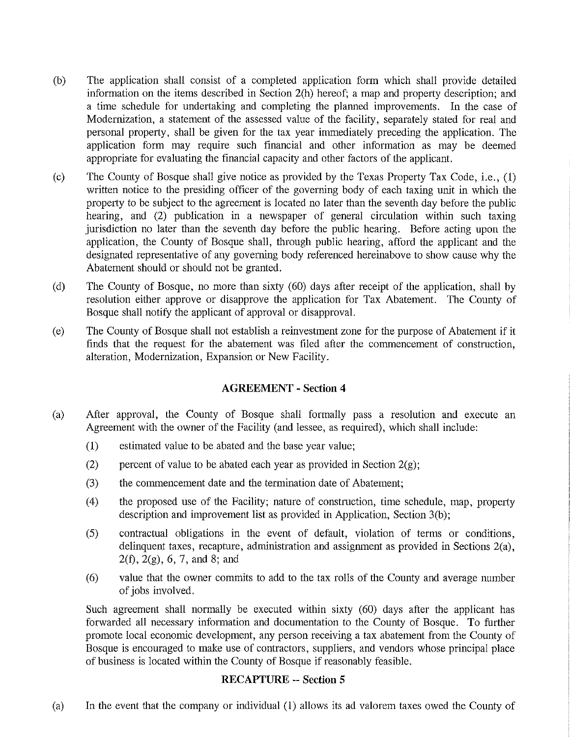(b) The application shall consist of a completed application form which shall provide detailed information on the items described in Section 2(h) hereof; a map and property description; and a time schedule for undertaking and completing the planned improvements. In the case of Modernization, a statement of the assessed value of the facility, separately stated for real and personal property, shall be given for the tax year immediately preceding the application. The application form may require such financial and other information as may be deemed appropriate for evaluating the financial capacity and other factors of the applicant.

(c) The County of Bosque shall give notice as provided by the Texas Property Tax Code, i.e., (1) written notice to the presiding officer of the governing body of each taxing unit in which the property to be subject to the agreement is located no later than the seventh day before the public hearing, and (2) publication in a newspaper of general circulation within such taxing jurisdiction no later than the seventh day before the public hearing. Before acting upon the application, the County of Bosque shall, through public hearing, afford the applicant and the designated representative of any governing body referenced hereinabove to show cause why the Abatement should or should not be granted.

(d) The County of Bosque, no more than sixty (60) days after receipt of the application, shall by resolution either approve or disapprove the application for Tax Abatement. The County of Bosque shall notify the applicant of approval or disapproval.

(e) The County of Bosque shall not establish a reinvestment zone for the purpose of Abatement if it finds that the request for the abatement was filed after the commencement of construction, alteration, Modernization, Expansion or New Facility.

## AGREEMENT - Section 4

(a) After approval, the County of Bosque shall formally pass a resolution and execute an Agreement with the owner of the Facility (and lessee, as required), which shall include:

(1) estimated value to be abated and the base year value;

(2) percent of value to be abated each year as provided in Section 2(g);

(3) the commencement date and the termination date of Abatement;

(4) the proposed use of the Facility; nature of construction, time schedule, map, property description and improvement list as provided in Application, Section 3(b);

(5) contractual obligations in the event of default, violation of terms or conditions, delinquent taxes, recapture, administration and assignment as provided in Sections 2(a), 2(f), 2(g), 6, 7, and 8; and

(6) value that the owner commits to add to the tax rolls of the County and average number of jobs involved.

Such agreement shall normally be executed within sixty (60) days after the applicant has forwarded all necessary information and documentation to the County of Bosque. To further promote local economic development, any person receiving a tax abatement from the County of Bosque is encouraged to make use of contractors, suppliers, and vendors whose principal place of business is located within the County of Bosque if reasonably feasible.

## RECAPTURE -- Section 5

(a) In the event that the company or individual (1) allows its ad valorem taxes owed the County of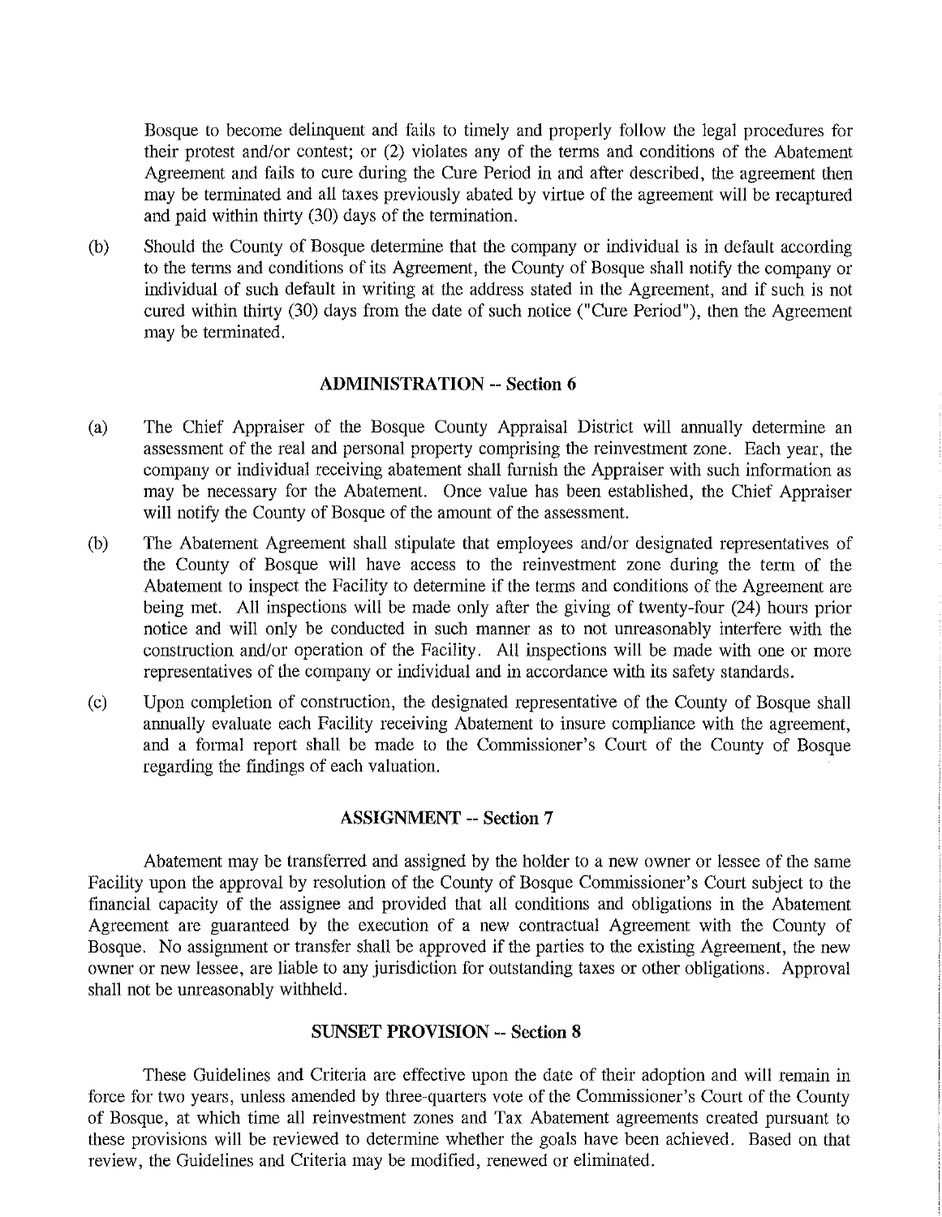Bosque to become delinquent and fails to timely and properly follow the legal procedures for their protest and/or contest; or (2) violates any of the terms and conditions of the Abatement Agreement and fails to cure during the Cure Period in and after described, the agreement then may be terminated and all taxes previously abated by virtue of the agreement will be recaptured and paid within thirty (30) days of the termination.

(b) Should the County of Bosque determine that the company or individual is in default according to the terms and conditions of its Agreement, the County of Bosque shall notify the company or individual of such default in writing at the address stated in the Agreement, and if such is not cured within thirty (30) days from the date of such notice ("Cure Period"), then the Agreement may be terminated.

## ADMINISTRATION -- Section 6

(a) The Chief Appraiser of the Bosque County Appraisal District will annually determine an assessment of the real and personal property comprising the reinvestment zone. Each year, the company or individual receiving abatement shall furnish the Appraiser with such information as may be necessary for the Abatement. Once value has been established, the Chief Appraiser will notify the County of Bosque of the amount of the assessment.

(b) The Abatement Agreement shall stipulate that employees and/or designated representatives of the County of Bosque will have access to the reinvestment zone during the term of the Abatement to inspect the Facility to determine if the terms and conditions of the Agreement are being met. All inspections will be made only after the giving of twenty-four (24) hours prior notice and will only be conducted in such manner as to not unreasonably interfere with the construction and/or operation of the Facility. All inspections will be made with one or more representatives of the company or individual and in accordance with its safety standards.

(c) Upon completion of construction, the designated representative of the County of Bosque shall annually evaluate each Facility receiving Abatement to insure compliance with the agreement, and a formal report shall be made to the Commissioner's Court of the County of Bosque regarding the findings of each valuation.

## ASSIGNMENT -- Section 7

Abatement may be transferred and assigned by the holder to a new owner or lessee of the same Facility upon the approval by resolution of the County of Bosque Commissioner's Court subject to the financial capacity of the assignee and provided that all conditions and obligations in the Abatement Agreement are guaranteed by the execution of a new contractual Agreement with the County of Bosque. No assignment or transfer shall be approved if the parties to the existing Agreement, the new owner or new lessee, are liable to any jurisdiction for outstanding taxes or other obligations. Approval shall not be unreasonably withheld.

## SUNSET PROVISION -- Section 8

These Guidelines and Criteria are effective upon the date of their adoption and will remain in force for two years, unless amended by three-quarters vote of the Commissioner's Court of the County of Bosque, at which time all reinvestment zones and Tax Abatement agreements created pursuant to these provisions will be reviewed to determine whether the goals have been achieved. Based on that review, the Guidelines and Criteria may be modified, renewed or eliminated.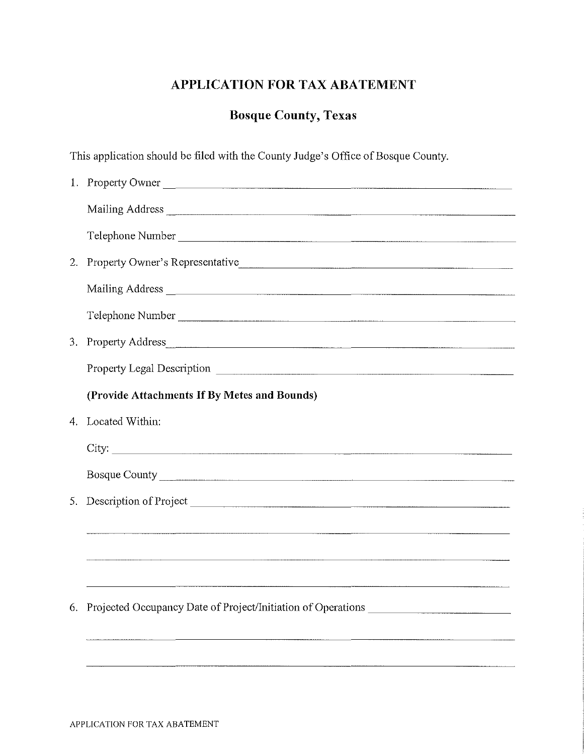# APPLICATION FOR TAX ABATEMENT

## Bosque County, Texas

This application should be filed with the County Judge's Office of Bosque County.

1. Property Owner \_\_\_\_\_\_\_\_\_\_\_\_\_\_\_\_\_\_\_\_\_\_\_\_\_\_\_\_\_\_\_\_\_\_\_\_\_\_\_\_

   Mailing Address \_\_\_\_\_\_\_\_\_\_\_\_\_\_\_\_\_\_\_\_\_\_\_\_\_\_\_\_\_\_\_\_\_\_\_\_\_\_\_\_

   Telephone Number \_\_\_\_\_\_\_\_\_\_\_\_\_\_\_\_\_\_\_\_\_\_\_\_\_\_\_\_\_\_\_\_\_\_\_\_\_\_\_\_

2. Property Owner's Representative\_\_\_\_\_\_\_\_\_\_\_\_\_\_\_\_\_\_\_\_\_\_\_\_\_\_\_\_\_\_\_\_\_\_\_\_\_\_\_\_

   Mailing Address \_\_\_\_\_\_\_\_\_\_\_\_\_\_\_\_\_\_\_\_\_\_\_\_\_\_\_\_\_\_\_\_\_\_\_\_\_\_\_\_

   Telephone Number \_\_\_\_\_\_\_\_\_\_\_\_\_\_\_\_\_\_\_\_\_\_\_\_\_\_\_\_\_\_\_\_\_\_\_\_\_\_\_\_

3. Property Address\_\_\_\_\_\_\_\_\_\_\_\_\_\_\_\_\_\_\_\_\_\_\_\_\_\_\_\_\_\_\_\_\_\_\_\_\_\_\_\_

   Property Legal Description \_\_\_\_\_\_\_\_\_\_\_\_\_\_\_\_\_\_\_\_\_\_\_\_\_\_\_\_\_\_\_\_\_\_\_\_\_\_\_\_

   **(Provide Attachments If By Metes and Bounds)**

4. Located Within:

   City: \_\_\_\_\_\_\_\_\_\_\_\_\_\_\_\_\_\_\_\_\_\_\_\_\_\_\_\_\_\_\_\_\_\_\_\_\_\_\_\_

   Bosque County \_\_\_\_\_\_\_\_\_\_\_\_\_\_\_\_\_\_\_\_\_\_\_\_\_\_\_\_\_\_\_\_\_\_\_\_\_\_\_\_

5. Description of Project \_\_\_\_\_\_\_\_\_\_\_\_\_\_\_\_\_\_\_\_\_\_\_\_\_\_\_\_\_\_\_\_\_\_\_\_\_\_\_\_

   \_\_\_\_\_\_\_\_\_\_\_\_\_\_\_\_\_\_\_\_\_\_\_\_\_\_\_\_\_\_\_\_\_\_\_\_\_\_\_\_\_\_\_\_\_\_\_\_\_\_\_\_\_\_\_\_

   \_\_\_\_\_\_\_\_\_\_\_\_\_\_\_\_\_\_\_\_\_\_\_\_\_\_\_\_\_\_\_\_\_\_\_\_\_\_\_\_\_\_\_\_\_\_\_\_\_\_\_\_\_\_\_\_

   \_\_\_\_\_\_\_\_\_\_\_\_\_\_\_\_\_\_\_\_\_\_\_\_\_\_\_\_\_\_\_\_\_\_\_\_\_\_\_\_\_\_\_\_\_\_\_\_\_\_\_\_\_\_\_\_

6. Projected Occupancy Date of Project/Initiation of Operations \_\_\_\_\_\_\_\_\_\_\_\_\_\_\_\_\_\_\_\_\_\_\_\_

   \_\_\_\_\_\_\_\_\_\_\_\_\_\_\_\_\_\_\_\_\_\_\_\_\_\_\_\_\_\_\_\_\_\_\_\_\_\_\_\_\_\_\_\_\_\_\_\_\_\_\_\_\_\_\_\_

   \_\_\_\_\_\_\_\_\_\_\_\_\_\_\_\_\_\_\_\_\_\_\_\_\_\_\_\_\_\_\_\_\_\_\_\_\_\_\_\_\_\_\_\_\_\_\_\_\_\_\_\_\_\_\_\_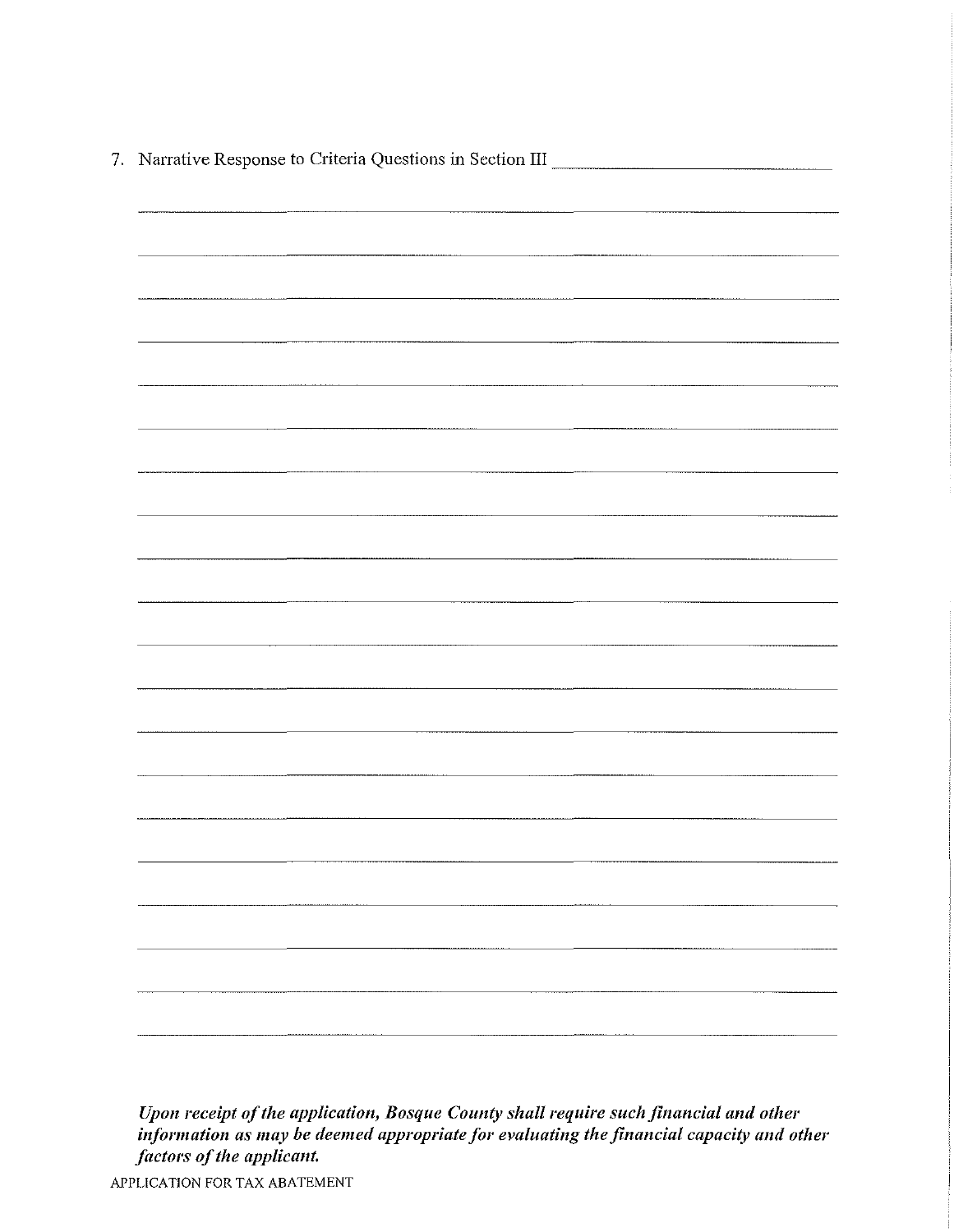7. Narrative Response to Criteria Questions in Section III

***Upon receipt of the application, Bosque County shall require such financial and other information as may be deemed appropriate for evaluating the financial capacity and other factors of the applicant.***